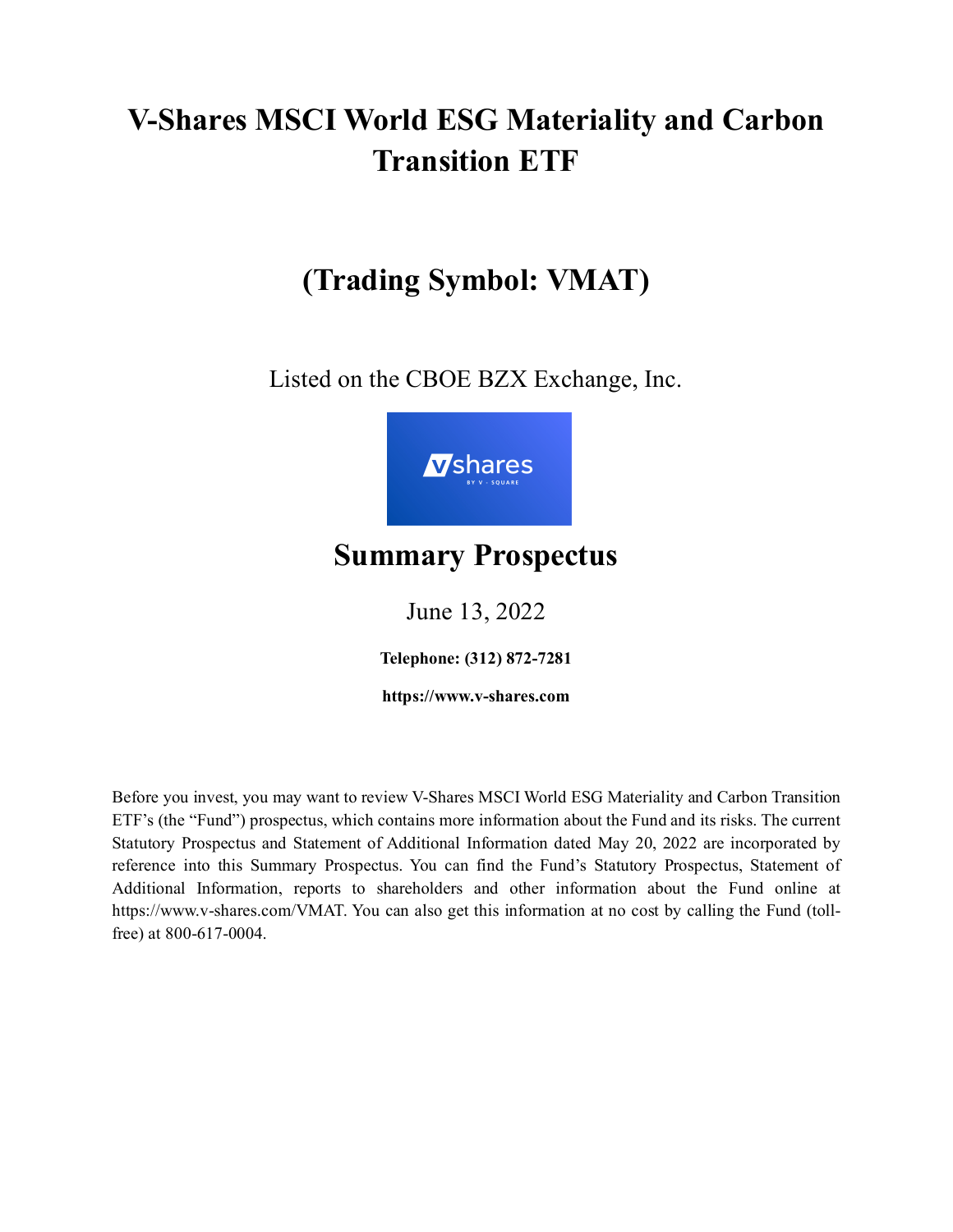# V-Shares MSCI World ESG Materiality and Carbon Transition ETF

## (Trading Symbol: VMAT)

Listed on the CBOE BZX Exchange, Inc.

## Summary Prospectus

June 13, 2022

**Telephone: (312) 872-7281**

**https://www.v-shares.com**

Before you invest, you may want to review V-Shares MSCI World ESG Materiality and Carbon Transition ETF's (the "Fund") prospectus, which contains more information about the Fund and its risks. The current Statutory Prospectus and Statement of Additional Information dated May 20, 2022 are incorporated by reference into this Summary Prospectus. You can find the Fund's Statutory Prospectus, Statement of Additional Information, reports to shareholders and other information about the Fund online at https://www.v-shares.com/VMAT. You can also get this information at no cost by calling the Fund (toll-free) at 800-617-0004.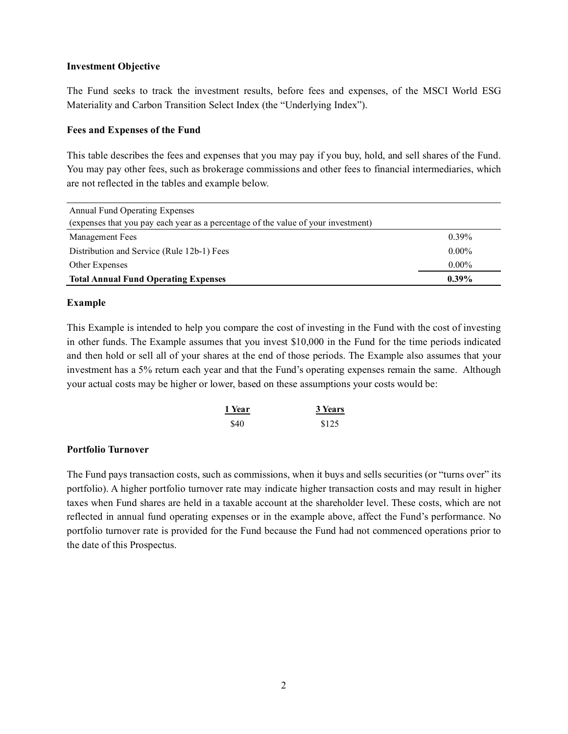**Investment Objective**

The Fund seeks to track the investment results, before fees and expenses, of the MSCI World ESG Materiality and Carbon Transition Select Index (the "Underlying Index").

**Fees and Expenses of the Fund**

This table describes the fees and expenses that you may pay if you buy, hold, and sell shares of the Fund. You may pay other fees, such as brokerage commissions and other fees to financial intermediaries, which are not reflected in the tables and example below.

| Annual Fund Operating Expenses<br>(expenses that you pay each year as a percentage of the value of your investment) | |
|---|---|
| Management Fees | 0.39% |
| Distribution and Service (Rule 12b-1) Fees | 0.00% |
| Other Expenses | 0.00% |
| **Total Annual Fund Operating Expenses** | **0.39%** |

**Example**

This Example is intended to help you compare the cost of investing in the Fund with the cost of investing in other funds. The Example assumes that you invest $10,000 in the Fund for the time periods indicated and then hold or sell all of your shares at the end of those periods. The Example also assumes that your investment has a 5% return each year and that the Fund's operating expenses remain the same. Although your actual costs may be higher or lower, based on these assumptions your costs would be:

| 1 Year | 3 Years |
|---|---|
| $40 | $125 |

**Portfolio Turnover**

The Fund pays transaction costs, such as commissions, when it buys and sells securities (or "turns over" its portfolio). A higher portfolio turnover rate may indicate higher transaction costs and may result in higher taxes when Fund shares are held in a taxable account at the shareholder level. These costs, which are not reflected in annual fund operating expenses or in the example above, affect the Fund's performance. No portfolio turnover rate is provided for the Fund because the Fund had not commenced operations prior to the date of this Prospectus.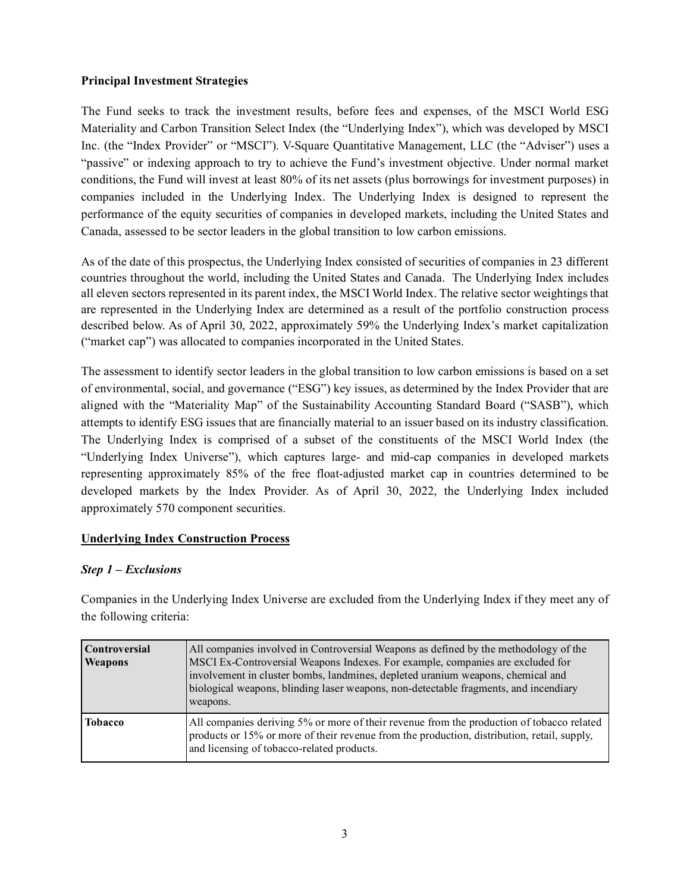**Principal Investment Strategies**

The Fund seeks to track the investment results, before fees and expenses, of the MSCI World ESG Materiality and Carbon Transition Select Index (the "Underlying Index"), which was developed by MSCI Inc. (the "Index Provider" or "MSCI"). V-Square Quantitative Management, LLC (the "Adviser") uses a "passive" or indexing approach to try to achieve the Fund's investment objective. Under normal market conditions, the Fund will invest at least 80% of its net assets (plus borrowings for investment purposes) in companies included in the Underlying Index. The Underlying Index is designed to represent the performance of the equity securities of companies in developed markets, including the United States and Canada, assessed to be sector leaders in the global transition to low carbon emissions.

As of the date of this prospectus, the Underlying Index consisted of securities of companies in 23 different countries throughout the world, including the United States and Canada. The Underlying Index includes all eleven sectors represented in its parent index, the MSCI World Index. The relative sector weightings that are represented in the Underlying Index are determined as a result of the portfolio construction process described below. As of April 30, 2022, approximately 59% the Underlying Index's market capitalization ("market cap") was allocated to companies incorporated in the United States.

The assessment to identify sector leaders in the global transition to low carbon emissions is based on a set of environmental, social, and governance ("ESG") key issues, as determined by the Index Provider that are aligned with the "Materiality Map" of the Sustainability Accounting Standard Board ("SASB"), which attempts to identify ESG issues that are financially material to an issuer based on its industry classification. The Underlying Index is comprised of a subset of the constituents of the MSCI World Index (the "Underlying Index Universe"), which captures large- and mid-cap companies in developed markets representing approximately 85% of the free float-adjusted market cap in countries determined to be developed markets by the Index Provider. As of April 30, 2022, the Underlying Index included approximately 570 component securities.

**Underlying Index Construction Process**

***Step 1 – Exclusions***

Companies in the Underlying Index Universe are excluded from the Underlying Index if they meet any of the following criteria:

| | |
|---|---|
| **Controversial Weapons** | All companies involved in Controversial Weapons as defined by the methodology of the MSCI Ex-Controversial Weapons Indexes. For example, companies are excluded for involvement in cluster bombs, landmines, depleted uranium weapons, chemical and biological weapons, blinding laser weapons, non-detectable fragments, and incendiary weapons. |
| **Tobacco** | All companies deriving 5% or more of their revenue from the production of tobacco related products or 15% or more of their revenue from the production, distribution, retail, supply, and licensing of tobacco-related products. |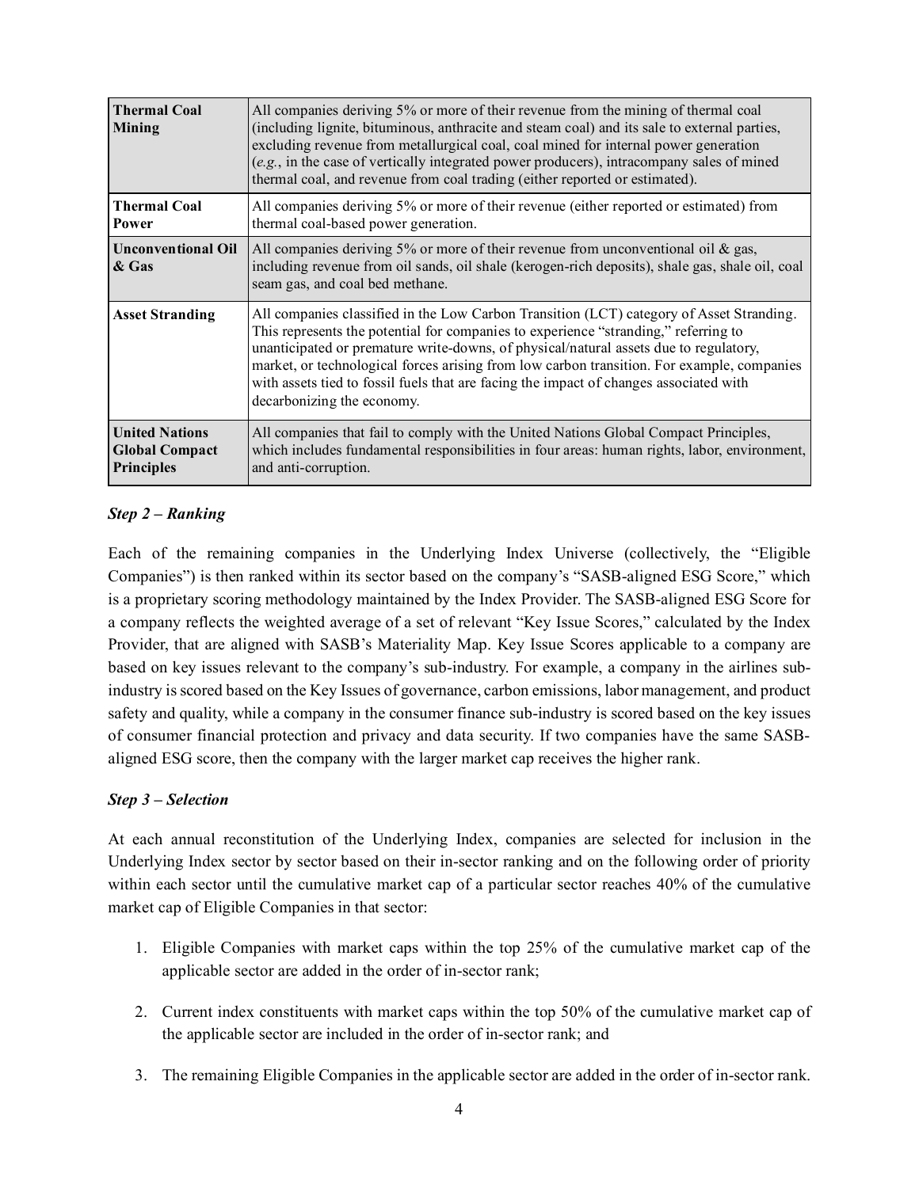| | |
|---|---|
| **Thermal Coal Mining** | All companies deriving 5% or more of their revenue from the mining of thermal coal (including lignite, bituminous, anthracite and steam coal) and its sale to external parties, excluding revenue from metallurgical coal, coal mined for internal power generation (*e.g.*, in the case of vertically integrated power producers), intracompany sales of mined thermal coal, and revenue from coal trading (either reported or estimated). |
| **Thermal Coal Power** | All companies deriving 5% or more of their revenue (either reported or estimated) from thermal coal-based power generation. |
| **Unconventional Oil & Gas** | All companies deriving 5% or more of their revenue from unconventional oil & gas, including revenue from oil sands, oil shale (kerogen-rich deposits), shale gas, shale oil, coal seam gas, and coal bed methane. |
| **Asset Stranding** | All companies classified in the Low Carbon Transition (LCT) category of Asset Stranding. This represents the potential for companies to experience "stranding," referring to unanticipated or premature write-downs, of physical/natural assets due to regulatory, market, or technological forces arising from low carbon transition. For example, companies with assets tied to fossil fuels that are facing the impact of changes associated with decarbonizing the economy. |
| **United Nations Global Compact Principles** | All companies that fail to comply with the United Nations Global Compact Principles, which includes fundamental responsibilities in four areas: human rights, labor, environment, and anti-corruption. |

***Step 2 – Ranking***

Each of the remaining companies in the Underlying Index Universe (collectively, the "Eligible Companies") is then ranked within its sector based on the company's "SASB-aligned ESG Score," which is a proprietary scoring methodology maintained by the Index Provider. The SASB-aligned ESG Score for a company reflects the weighted average of a set of relevant "Key Issue Scores," calculated by the Index Provider, that are aligned with SASB's Materiality Map. Key Issue Scores applicable to a company are based on key issues relevant to the company's sub-industry. For example, a company in the airlines sub-industry is scored based on the Key Issues of governance, carbon emissions, labor management, and product safety and quality, while a company in the consumer finance sub-industry is scored based on the key issues of consumer financial protection and privacy and data security. If two companies have the same SASB-aligned ESG score, then the company with the larger market cap receives the higher rank.

***Step 3 – Selection***

At each annual reconstitution of the Underlying Index, companies are selected for inclusion in the Underlying Index sector by sector based on their in-sector ranking and on the following order of priority within each sector until the cumulative market cap of a particular sector reaches 40% of the cumulative market cap of Eligible Companies in that sector:

1. Eligible Companies with market caps within the top 25% of the cumulative market cap of the applicable sector are added in the order of in-sector rank;

2. Current index constituents with market caps within the top 50% of the cumulative market cap of the applicable sector are included in the order of in-sector rank; and

3. The remaining Eligible Companies in the applicable sector are added in the order of in-sector rank.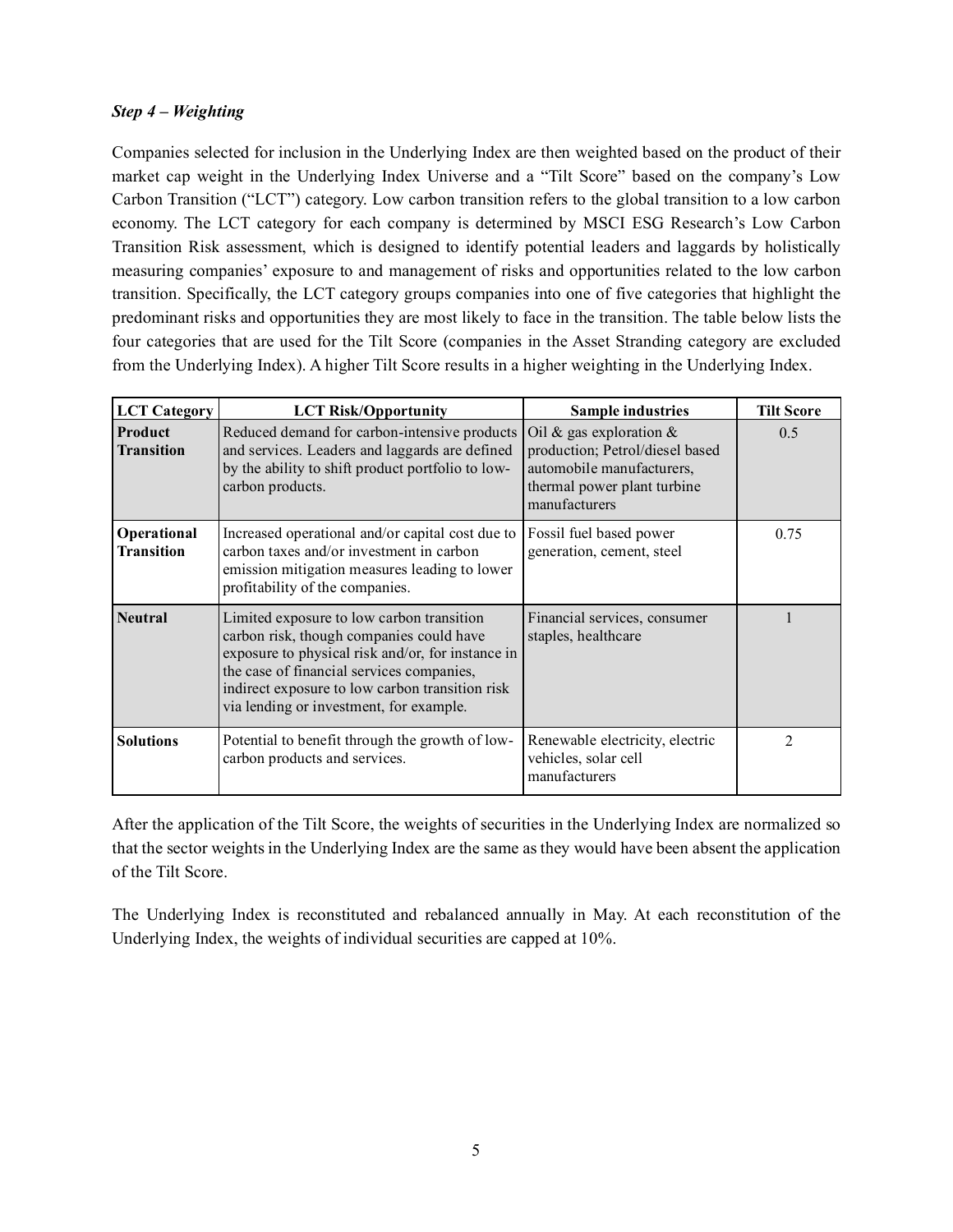***Step 4 – Weighting***

Companies selected for inclusion in the Underlying Index are then weighted based on the product of their market cap weight in the Underlying Index Universe and a "Tilt Score" based on the company's Low Carbon Transition ("LCT") category. Low carbon transition refers to the global transition to a low carbon economy. The LCT category for each company is determined by MSCI ESG Research's Low Carbon Transition Risk assessment, which is designed to identify potential leaders and laggards by holistically measuring companies' exposure to and management of risks and opportunities related to the low carbon transition. Specifically, the LCT category groups companies into one of five categories that highlight the predominant risks and opportunities they are most likely to face in the transition. The table below lists the four categories that are used for the Tilt Score (companies in the Asset Stranding category are excluded from the Underlying Index). A higher Tilt Score results in a higher weighting in the Underlying Index.

| LCT Category | LCT Risk/Opportunity | Sample industries | Tilt Score |
|---|---|---|---|
| **Product Transition** | Reduced demand for carbon-intensive products and services. Leaders and laggards are defined by the ability to shift product portfolio to low-carbon products. | Oil & gas exploration & production; Petrol/diesel based automobile manufacturers, thermal power plant turbine manufacturers | 0.5 |
| **Operational Transition** | Increased operational and/or capital cost due to carbon taxes and/or investment in carbon emission mitigation measures leading to lower profitability of the companies. | Fossil fuel based power generation, cement, steel | 0.75 |
| **Neutral** | Limited exposure to low carbon transition carbon risk, though companies could have exposure to physical risk and/or, for instance in the case of financial services companies, indirect exposure to low carbon transition risk via lending or investment, for example. | Financial services, consumer staples, healthcare | 1 |
| **Solutions** | Potential to benefit through the growth of low-carbon products and services. | Renewable electricity, electric vehicles, solar cell manufacturers | 2 |

After the application of the Tilt Score, the weights of securities in the Underlying Index are normalized so that the sector weights in the Underlying Index are the same as they would have been absent the application of the Tilt Score.

The Underlying Index is reconstituted and rebalanced annually in May. At each reconstitution of the Underlying Index, the weights of individual securities are capped at 10%.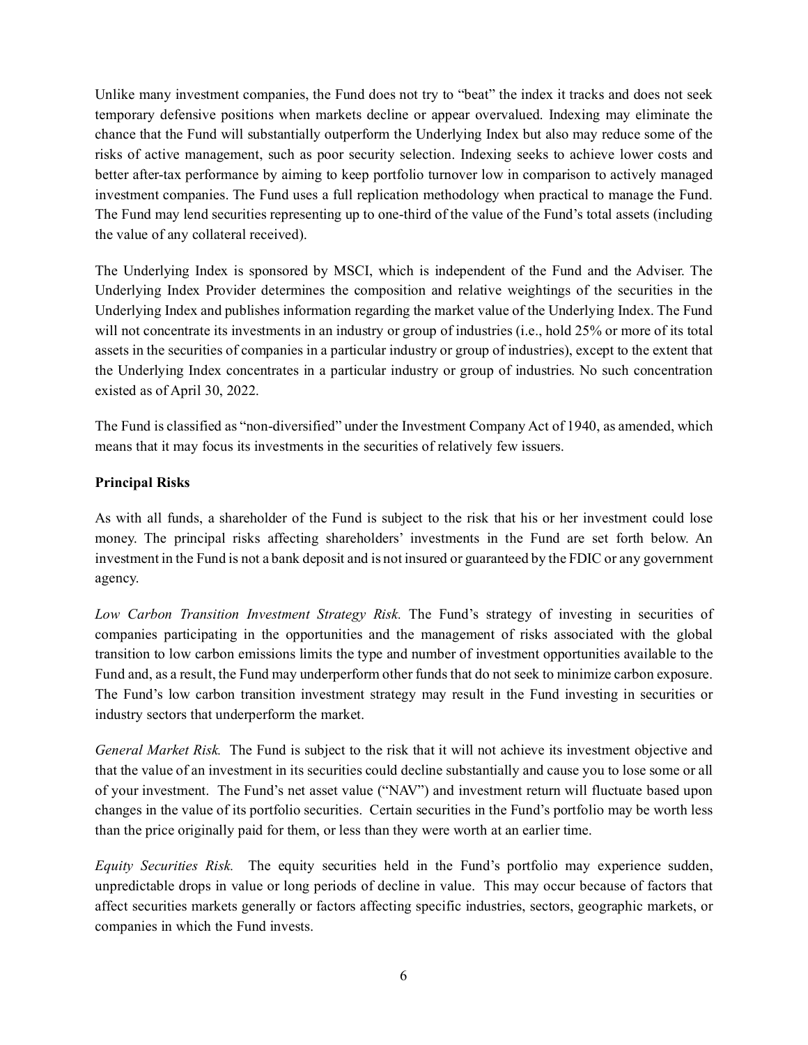Unlike many investment companies, the Fund does not try to "beat" the index it tracks and does not seek temporary defensive positions when markets decline or appear overvalued. Indexing may eliminate the chance that the Fund will substantially outperform the Underlying Index but also may reduce some of the risks of active management, such as poor security selection. Indexing seeks to achieve lower costs and better after-tax performance by aiming to keep portfolio turnover low in comparison to actively managed investment companies. The Fund uses a full replication methodology when practical to manage the Fund. The Fund may lend securities representing up to one-third of the value of the Fund's total assets (including the value of any collateral received).

The Underlying Index is sponsored by MSCI, which is independent of the Fund and the Adviser. The Underlying Index Provider determines the composition and relative weightings of the securities in the Underlying Index and publishes information regarding the market value of the Underlying Index. The Fund will not concentrate its investments in an industry or group of industries (i.e., hold 25% or more of its total assets in the securities of companies in a particular industry or group of industries), except to the extent that the Underlying Index concentrates in a particular industry or group of industries. No such concentration existed as of April 30, 2022.

The Fund is classified as "non-diversified" under the Investment Company Act of 1940, as amended, which means that it may focus its investments in the securities of relatively few issuers.

**Principal Risks**

As with all funds, a shareholder of the Fund is subject to the risk that his or her investment could lose money. The principal risks affecting shareholders' investments in the Fund are set forth below. An investment in the Fund is not a bank deposit and is not insured or guaranteed by the FDIC or any government agency.

*Low Carbon Transition Investment Strategy Risk.* The Fund's strategy of investing in securities of companies participating in the opportunities and the management of risks associated with the global transition to low carbon emissions limits the type and number of investment opportunities available to the Fund and, as a result, the Fund may underperform other funds that do not seek to minimize carbon exposure. The Fund's low carbon transition investment strategy may result in the Fund investing in securities or industry sectors that underperform the market.

*General Market Risk.* The Fund is subject to the risk that it will not achieve its investment objective and that the value of an investment in its securities could decline substantially and cause you to lose some or all of your investment. The Fund's net asset value ("NAV") and investment return will fluctuate based upon changes in the value of its portfolio securities. Certain securities in the Fund's portfolio may be worth less than the price originally paid for them, or less than they were worth at an earlier time.

*Equity Securities Risk.* The equity securities held in the Fund's portfolio may experience sudden, unpredictable drops in value or long periods of decline in value. This may occur because of factors that affect securities markets generally or factors affecting specific industries, sectors, geographic markets, or companies in which the Fund invests.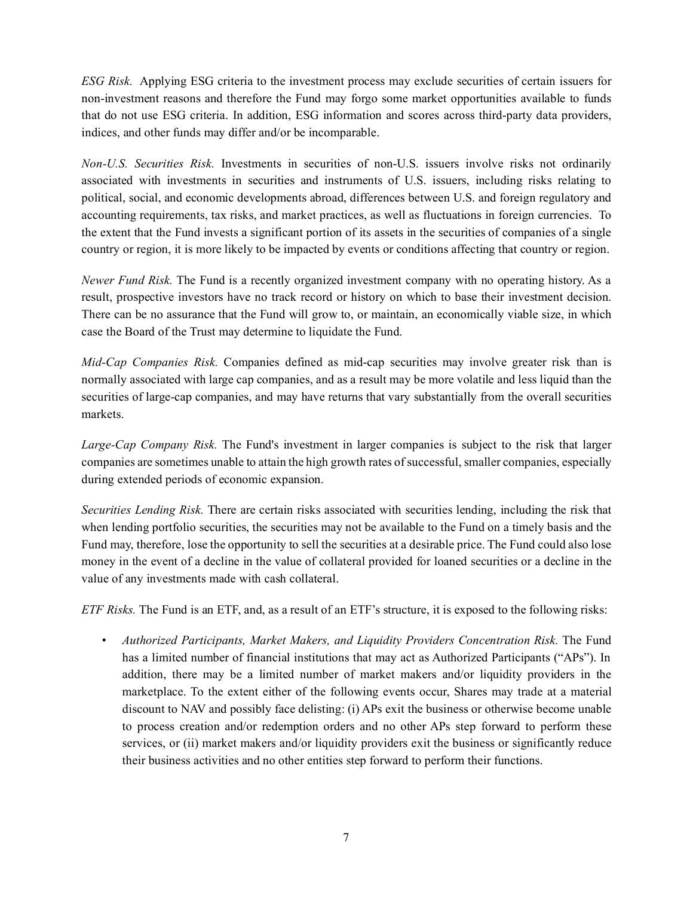*ESG Risk.* Applying ESG criteria to the investment process may exclude securities of certain issuers for non-investment reasons and therefore the Fund may forgo some market opportunities available to funds that do not use ESG criteria. In addition, ESG information and scores across third-party data providers, indices, and other funds may differ and/or be incomparable.

*Non-U.S. Securities Risk.* Investments in securities of non-U.S. issuers involve risks not ordinarily associated with investments in securities and instruments of U.S. issuers, including risks relating to political, social, and economic developments abroad, differences between U.S. and foreign regulatory and accounting requirements, tax risks, and market practices, as well as fluctuations in foreign currencies. To the extent that the Fund invests a significant portion of its assets in the securities of companies of a single country or region, it is more likely to be impacted by events or conditions affecting that country or region.

*Newer Fund Risk.* The Fund is a recently organized investment company with no operating history. As a result, prospective investors have no track record or history on which to base their investment decision. There can be no assurance that the Fund will grow to, or maintain, an economically viable size, in which case the Board of the Trust may determine to liquidate the Fund.

*Mid-Cap Companies Risk.* Companies defined as mid-cap securities may involve greater risk than is normally associated with large cap companies, and as a result may be more volatile and less liquid than the securities of large-cap companies, and may have returns that vary substantially from the overall securities markets.

*Large-Cap Company Risk.* The Fund's investment in larger companies is subject to the risk that larger companies are sometimes unable to attain the high growth rates of successful, smaller companies, especially during extended periods of economic expansion.

*Securities Lending Risk.* There are certain risks associated with securities lending, including the risk that when lending portfolio securities, the securities may not be available to the Fund on a timely basis and the Fund may, therefore, lose the opportunity to sell the securities at a desirable price. The Fund could also lose money in the event of a decline in the value of collateral provided for loaned securities or a decline in the value of any investments made with cash collateral.

*ETF Risks.* The Fund is an ETF, and, as a result of an ETF's structure, it is exposed to the following risks:

- *Authorized Participants, Market Makers, and Liquidity Providers Concentration Risk.* The Fund has a limited number of financial institutions that may act as Authorized Participants ("APs"). In addition, there may be a limited number of market makers and/or liquidity providers in the marketplace. To the extent either of the following events occur, Shares may trade at a material discount to NAV and possibly face delisting: (i) APs exit the business or otherwise become unable to process creation and/or redemption orders and no other APs step forward to perform these services, or (ii) market makers and/or liquidity providers exit the business or significantly reduce their business activities and no other entities step forward to perform their functions.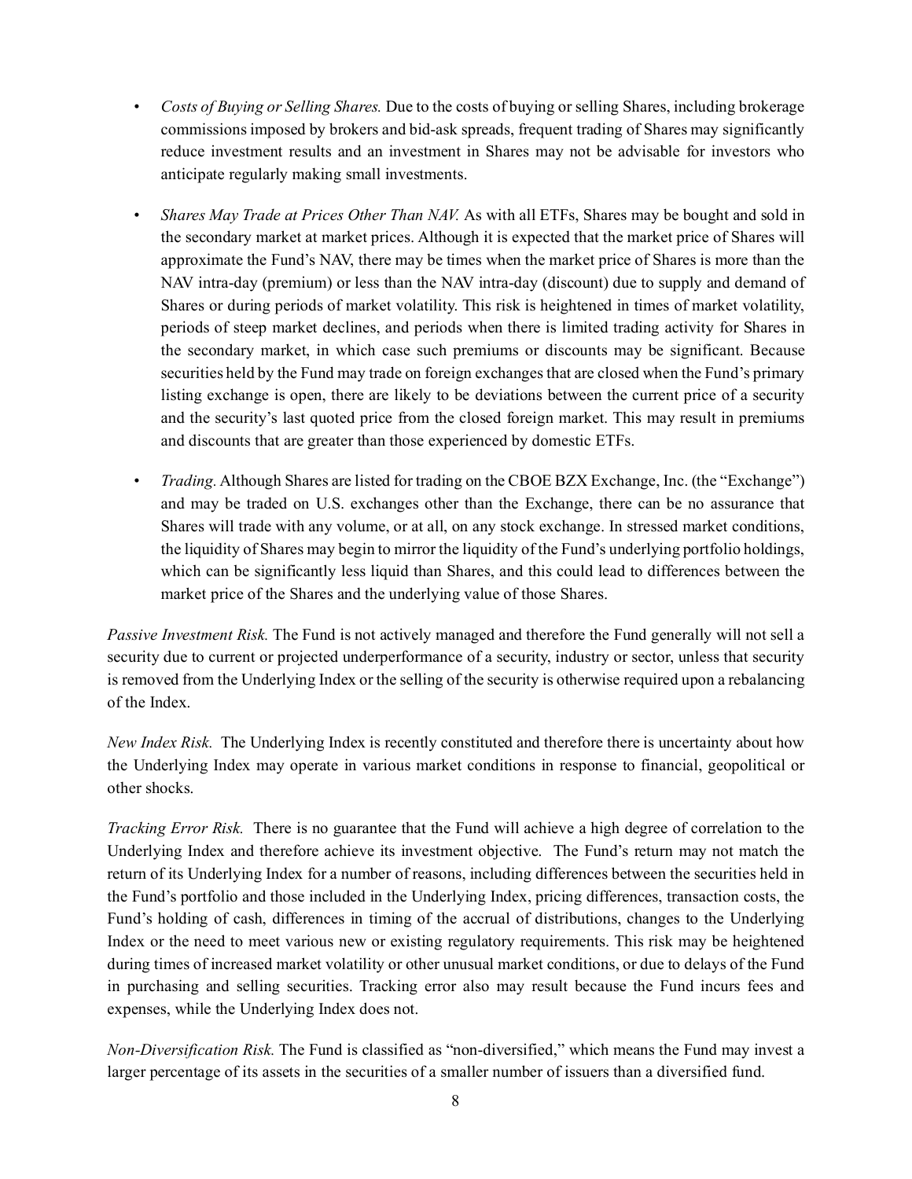- *Costs of Buying or Selling Shares.* Due to the costs of buying or selling Shares, including brokerage commissions imposed by brokers and bid-ask spreads, frequent trading of Shares may significantly reduce investment results and an investment in Shares may not be advisable for investors who anticipate regularly making small investments.

- *Shares May Trade at Prices Other Than NAV.* As with all ETFs, Shares may be bought and sold in the secondary market at market prices. Although it is expected that the market price of Shares will approximate the Fund's NAV, there may be times when the market price of Shares is more than the NAV intra-day (premium) or less than the NAV intra-day (discount) due to supply and demand of Shares or during periods of market volatility. This risk is heightened in times of market volatility, periods of steep market declines, and periods when there is limited trading activity for Shares in the secondary market, in which case such premiums or discounts may be significant. Because securities held by the Fund may trade on foreign exchanges that are closed when the Fund's primary listing exchange is open, there are likely to be deviations between the current price of a security and the security's last quoted price from the closed foreign market. This may result in premiums and discounts that are greater than those experienced by domestic ETFs.

- *Trading.* Although Shares are listed for trading on the CBOE BZX Exchange, Inc. (the "Exchange") and may be traded on U.S. exchanges other than the Exchange, there can be no assurance that Shares will trade with any volume, or at all, on any stock exchange. In stressed market conditions, the liquidity of Shares may begin to mirror the liquidity of the Fund's underlying portfolio holdings, which can be significantly less liquid than Shares, and this could lead to differences between the market price of the Shares and the underlying value of those Shares.

*Passive Investment Risk.* The Fund is not actively managed and therefore the Fund generally will not sell a security due to current or projected underperformance of a security, industry or sector, unless that security is removed from the Underlying Index or the selling of the security is otherwise required upon a rebalancing of the Index.

*New Index Risk.* The Underlying Index is recently constituted and therefore there is uncertainty about how the Underlying Index may operate in various market conditions in response to financial, geopolitical or other shocks.

*Tracking Error Risk.* There is no guarantee that the Fund will achieve a high degree of correlation to the Underlying Index and therefore achieve its investment objective. The Fund's return may not match the return of its Underlying Index for a number of reasons, including differences between the securities held in the Fund's portfolio and those included in the Underlying Index, pricing differences, transaction costs, the Fund's holding of cash, differences in timing of the accrual of distributions, changes to the Underlying Index or the need to meet various new or existing regulatory requirements. This risk may be heightened during times of increased market volatility or other unusual market conditions, or due to delays of the Fund in purchasing and selling securities. Tracking error also may result because the Fund incurs fees and expenses, while the Underlying Index does not.

*Non-Diversification Risk.* The Fund is classified as "non-diversified," which means the Fund may invest a larger percentage of its assets in the securities of a smaller number of issuers than a diversified fund.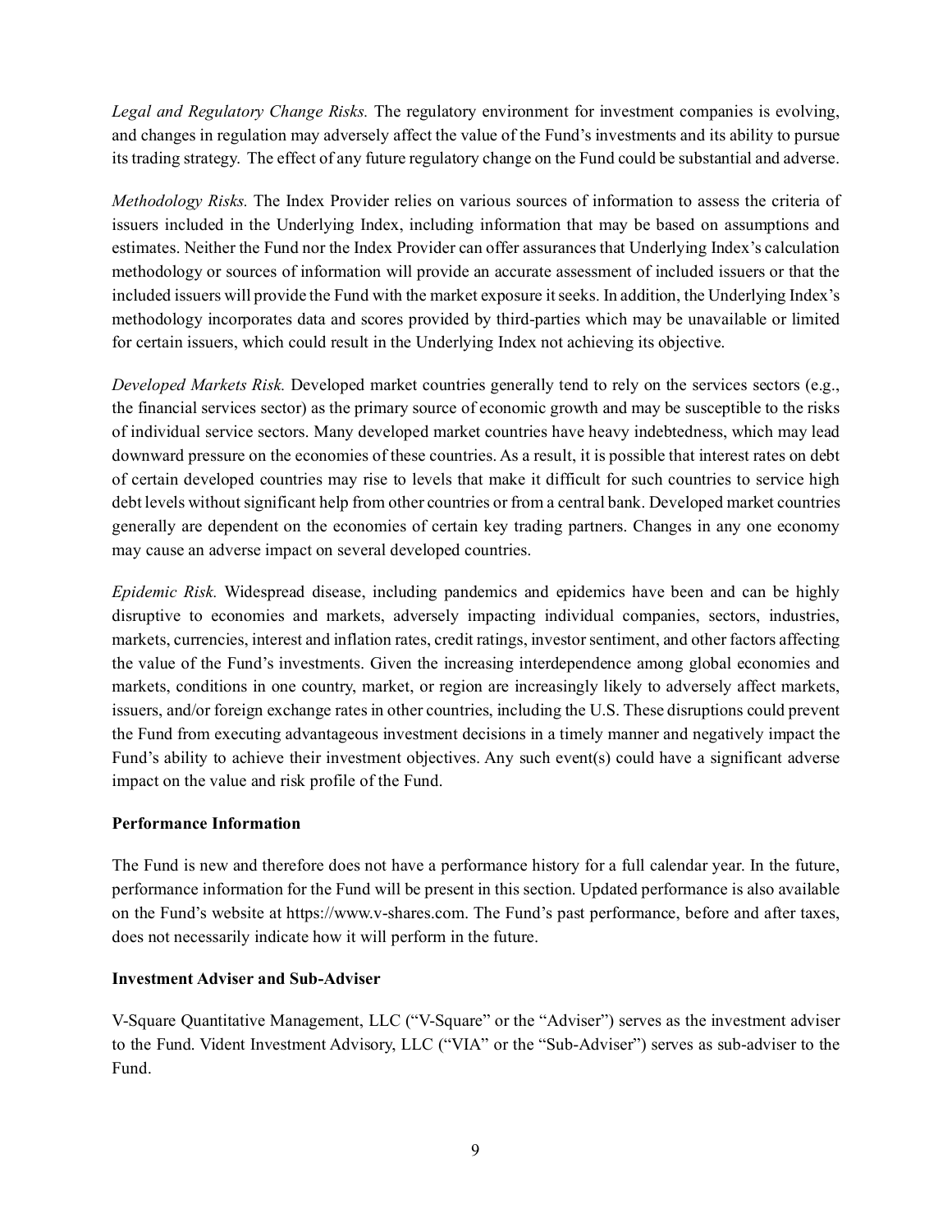*Legal and Regulatory Change Risks.* The regulatory environment for investment companies is evolving, and changes in regulation may adversely affect the value of the Fund's investments and its ability to pursue its trading strategy. The effect of any future regulatory change on the Fund could be substantial and adverse.

*Methodology Risks.* The Index Provider relies on various sources of information to assess the criteria of issuers included in the Underlying Index, including information that may be based on assumptions and estimates. Neither the Fund nor the Index Provider can offer assurances that Underlying Index's calculation methodology or sources of information will provide an accurate assessment of included issuers or that the included issuers will provide the Fund with the market exposure it seeks. In addition, the Underlying Index's methodology incorporates data and scores provided by third-parties which may be unavailable or limited for certain issuers, which could result in the Underlying Index not achieving its objective.

*Developed Markets Risk.* Developed market countries generally tend to rely on the services sectors (e.g., the financial services sector) as the primary source of economic growth and may be susceptible to the risks of individual service sectors. Many developed market countries have heavy indebtedness, which may lead downward pressure on the economies of these countries. As a result, it is possible that interest rates on debt of certain developed countries may rise to levels that make it difficult for such countries to service high debt levels without significant help from other countries or from a central bank. Developed market countries generally are dependent on the economies of certain key trading partners. Changes in any one economy may cause an adverse impact on several developed countries.

*Epidemic Risk.* Widespread disease, including pandemics and epidemics have been and can be highly disruptive to economies and markets, adversely impacting individual companies, sectors, industries, markets, currencies, interest and inflation rates, credit ratings, investor sentiment, and other factors affecting the value of the Fund's investments. Given the increasing interdependence among global economies and markets, conditions in one country, market, or region are increasingly likely to adversely affect markets, issuers, and/or foreign exchange rates in other countries, including the U.S. These disruptions could prevent the Fund from executing advantageous investment decisions in a timely manner and negatively impact the Fund's ability to achieve their investment objectives. Any such event(s) could have a significant adverse impact on the value and risk profile of the Fund.

**Performance Information**

The Fund is new and therefore does not have a performance history for a full calendar year. In the future, performance information for the Fund will be present in this section. Updated performance is also available on the Fund's website at https://www.v-shares.com. The Fund's past performance, before and after taxes, does not necessarily indicate how it will perform in the future.

**Investment Adviser and Sub-Adviser**

V-Square Quantitative Management, LLC ("V-Square" or the "Adviser") serves as the investment adviser to the Fund. Vident Investment Advisory, LLC ("VIA" or the "Sub-Adviser") serves as sub-adviser to the Fund.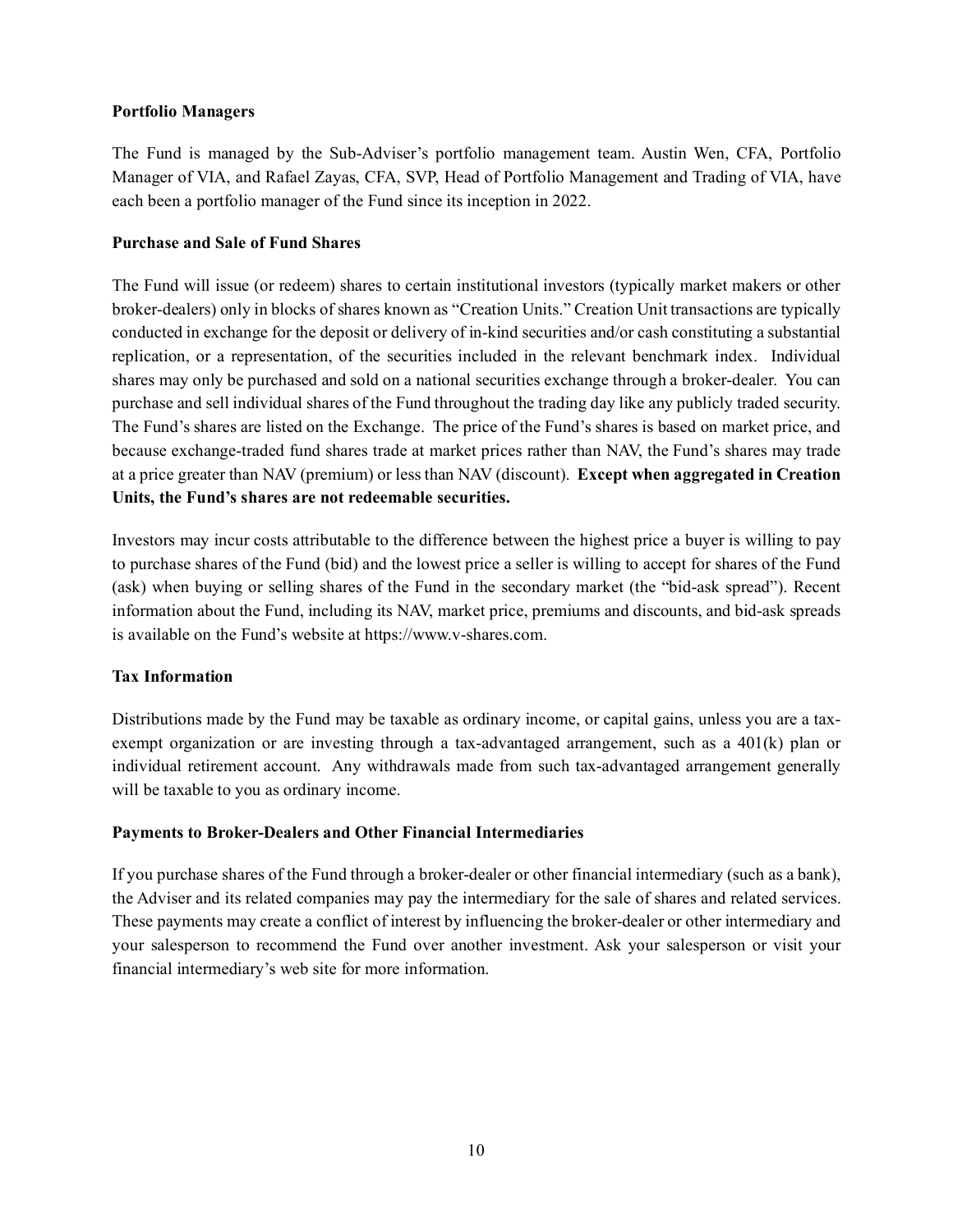**Portfolio Managers**

The Fund is managed by the Sub-Adviser's portfolio management team. Austin Wen, CFA, Portfolio Manager of VIA, and Rafael Zayas, CFA, SVP, Head of Portfolio Management and Trading of VIA, have each been a portfolio manager of the Fund since its inception in 2022.

**Purchase and Sale of Fund Shares**

The Fund will issue (or redeem) shares to certain institutional investors (typically market makers or other broker-dealers) only in blocks of shares known as "Creation Units." Creation Unit transactions are typically conducted in exchange for the deposit or delivery of in-kind securities and/or cash constituting a substantial replication, or a representation, of the securities included in the relevant benchmark index. Individual shares may only be purchased and sold on a national securities exchange through a broker-dealer. You can purchase and sell individual shares of the Fund throughout the trading day like any publicly traded security. The Fund's shares are listed on the Exchange. The price of the Fund's shares is based on market price, and because exchange-traded fund shares trade at market prices rather than NAV, the Fund's shares may trade at a price greater than NAV (premium) or less than NAV (discount). **Except when aggregated in Creation Units, the Fund's shares are not redeemable securities.**

Investors may incur costs attributable to the difference between the highest price a buyer is willing to pay to purchase shares of the Fund (bid) and the lowest price a seller is willing to accept for shares of the Fund (ask) when buying or selling shares of the Fund in the secondary market (the "bid-ask spread"). Recent information about the Fund, including its NAV, market price, premiums and discounts, and bid-ask spreads is available on the Fund's website at https://www.v-shares.com.

**Tax Information**

Distributions made by the Fund may be taxable as ordinary income, or capital gains, unless you are a tax-exempt organization or are investing through a tax-advantaged arrangement, such as a 401(k) plan or individual retirement account. Any withdrawals made from such tax-advantaged arrangement generally will be taxable to you as ordinary income.

**Payments to Broker-Dealers and Other Financial Intermediaries**

If you purchase shares of the Fund through a broker-dealer or other financial intermediary (such as a bank), the Adviser and its related companies may pay the intermediary for the sale of shares and related services. These payments may create a conflict of interest by influencing the broker-dealer or other intermediary and your salesperson to recommend the Fund over another investment. Ask your salesperson or visit your financial intermediary's web site for more information.